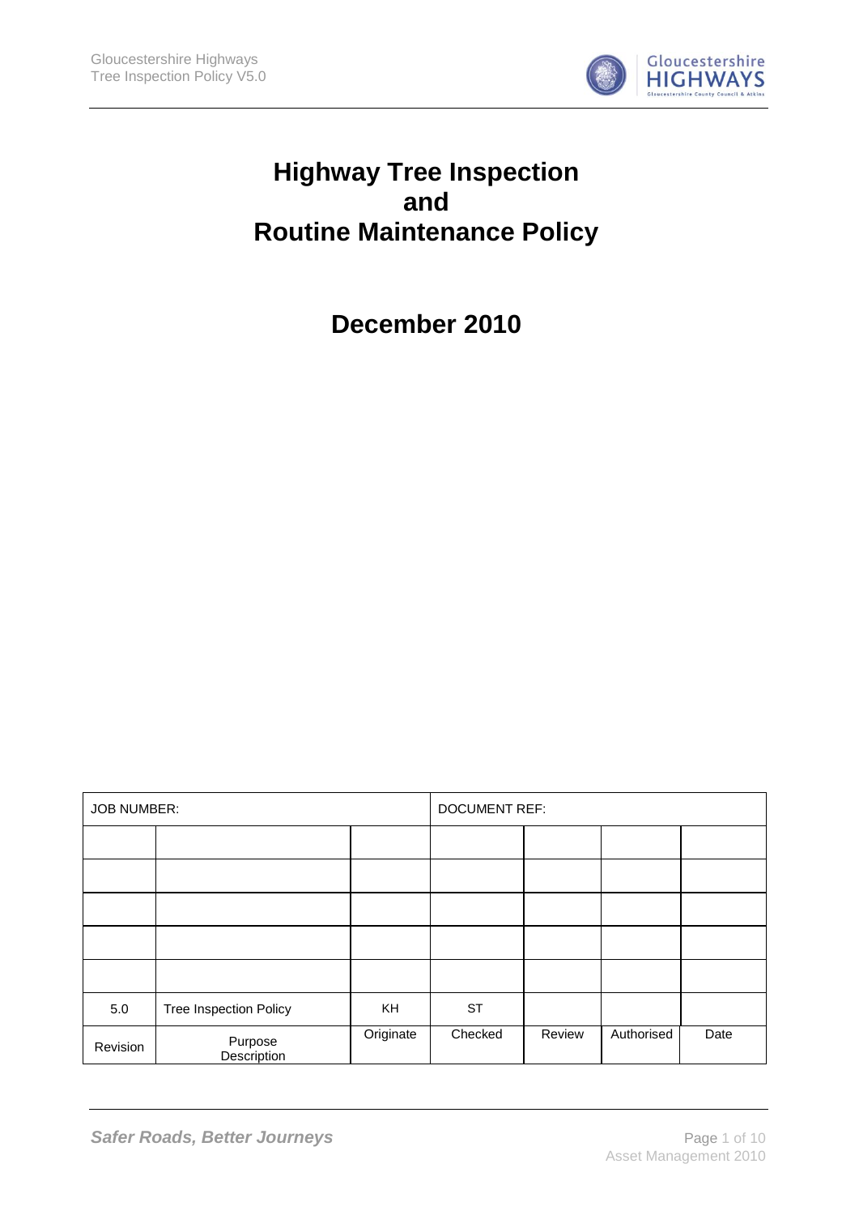# Highway Tree Inspection and Routine Maintenance Policy

# December 2010

| JOB NUMBER: | | | DOCUMENT REF: | | | |
|---|---|---|---|---|---|---|
| | | | | | | |
| | | | | | | |
| | | | | | | |
| | | | | | | |
| | | | | | | |
| 5.0 | Tree Inspection Policy | KH | ST | | | |
| Revision | Purpose Description | Originate | Checked | Review | Authorised | Date |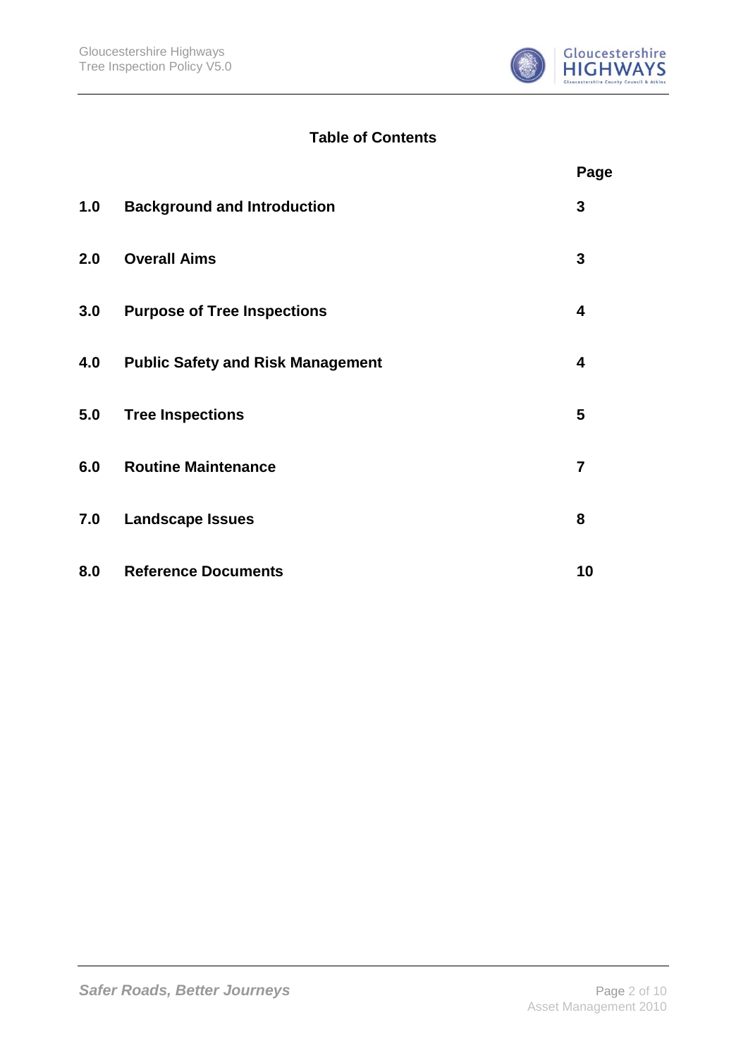**Table of Contents**

| | | Page |
|---|---|---|
| 1.0 | Background and Introduction | 3 |
| 2.0 | Overall Aims | 3 |
| 3.0 | Purpose of Tree Inspections | 4 |
| 4.0 | Public Safety and Risk Management | 4 |
| 5.0 | Tree Inspections | 5 |
| 6.0 | Routine Maintenance | 7 |
| 7.0 | Landscape Issues | 8 |
| 8.0 | Reference Documents | 10 |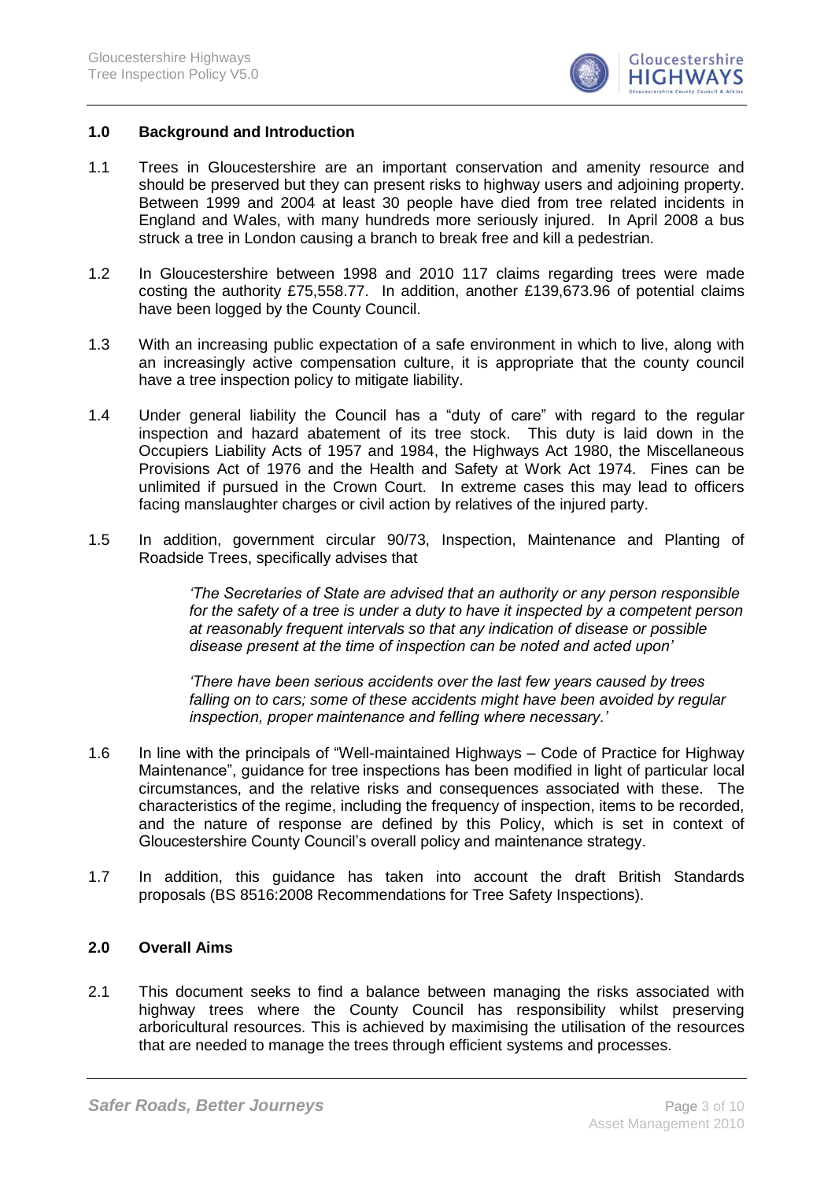## 1.0 Background and Introduction

1.1 Trees in Gloucestershire are an important conservation and amenity resource and should be preserved but they can present risks to highway users and adjoining property. Between 1999 and 2004 at least 30 people have died from tree related incidents in England and Wales, with many hundreds more seriously injured. In April 2008 a bus struck a tree in London causing a branch to break free and kill a pedestrian.

1.2 In Gloucestershire between 1998 and 2010 117 claims regarding trees were made costing the authority £75,558.77. In addition, another £139,673.96 of potential claims have been logged by the County Council.

1.3 With an increasing public expectation of a safe environment in which to live, along with an increasingly active compensation culture, it is appropriate that the county council have a tree inspection policy to mitigate liability.

1.4 Under general liability the Council has a "duty of care" with regard to the regular inspection and hazard abatement of its tree stock. This duty is laid down in the Occupiers Liability Acts of 1957 and 1984, the Highways Act 1980, the Miscellaneous Provisions Act of 1976 and the Health and Safety at Work Act 1974. Fines can be unlimited if pursued in the Crown Court. In extreme cases this may lead to officers facing manslaughter charges or civil action by relatives of the injured party.

1.5 In addition, government circular 90/73, Inspection, Maintenance and Planting of Roadside Trees, specifically advises that

> *'The Secretaries of State are advised that an authority or any person responsible for the safety of a tree is under a duty to have it inspected by a competent person at reasonably frequent intervals so that any indication of disease or possible disease present at the time of inspection can be noted and acted upon'*
>
> *'There have been serious accidents over the last few years caused by trees falling on to cars; some of these accidents might have been avoided by regular inspection, proper maintenance and felling where necessary.'*

1.6 In line with the principals of "Well-maintained Highways – Code of Practice for Highway Maintenance", guidance for tree inspections has been modified in light of particular local circumstances, and the relative risks and consequences associated with these. The characteristics of the regime, including the frequency of inspection, items to be recorded, and the nature of response are defined by this Policy, which is set in context of Gloucestershire County Council's overall policy and maintenance strategy.

1.7 In addition, this guidance has taken into account the draft British Standards proposals (BS 8516:2008 Recommendations for Tree Safety Inspections).

## 2.0 Overall Aims

2.1 This document seeks to find a balance between managing the risks associated with highway trees where the County Council has responsibility whilst preserving arboricultural resources. This is achieved by maximising the utilisation of the resources that are needed to manage the trees through efficient systems and processes.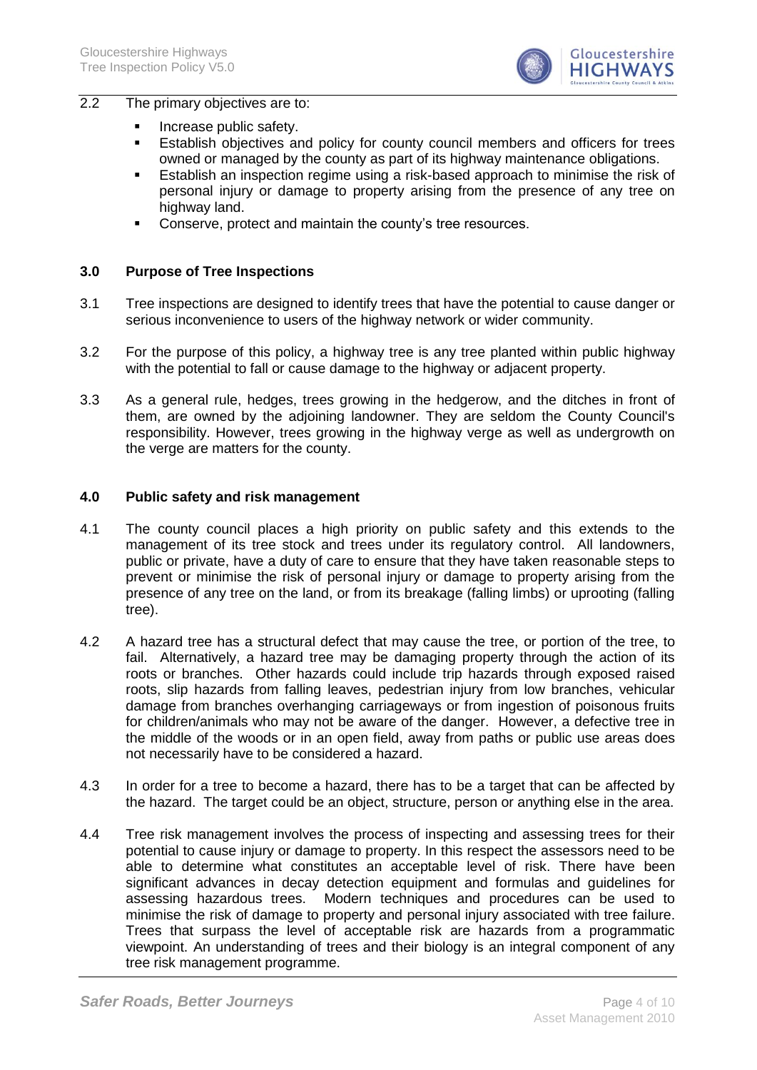2.2 The primary objectives are to:

- Increase public safety.
- Establish objectives and policy for county council members and officers for trees owned or managed by the county as part of its highway maintenance obligations.
- Establish an inspection regime using a risk-based approach to minimise the risk of personal injury or damage to property arising from the presence of any tree on highway land.
- Conserve, protect and maintain the county's tree resources.

## 3.0 Purpose of Tree Inspections

3.1 Tree inspections are designed to identify trees that have the potential to cause danger or serious inconvenience to users of the highway network or wider community.

3.2 For the purpose of this policy, a highway tree is any tree planted within public highway with the potential to fall or cause damage to the highway or adjacent property.

3.3 As a general rule, hedges, trees growing in the hedgerow, and the ditches in front of them, are owned by the adjoining landowner. They are seldom the County Council's responsibility. However, trees growing in the highway verge as well as undergrowth on the verge are matters for the county.

## 4.0 Public safety and risk management

4.1 The county council places a high priority on public safety and this extends to the management of its tree stock and trees under its regulatory control. All landowners, public or private, have a duty of care to ensure that they have taken reasonable steps to prevent or minimise the risk of personal injury or damage to property arising from the presence of any tree on the land, or from its breakage (falling limbs) or uprooting (falling tree).

4.2 A hazard tree has a structural defect that may cause the tree, or portion of the tree, to fail. Alternatively, a hazard tree may be damaging property through the action of its roots or branches. Other hazards could include trip hazards through exposed raised roots, slip hazards from falling leaves, pedestrian injury from low branches, vehicular damage from branches overhanging carriageways or from ingestion of poisonous fruits for children/animals who may not be aware of the danger. However, a defective tree in the middle of the woods or in an open field, away from paths or public use areas does not necessarily have to be considered a hazard.

4.3 In order for a tree to become a hazard, there has to be a target that can be affected by the hazard. The target could be an object, structure, person or anything else in the area.

4.4 Tree risk management involves the process of inspecting and assessing trees for their potential to cause injury or damage to property. In this respect the assessors need to be able to determine what constitutes an acceptable level of risk. There have been significant advances in decay detection equipment and formulas and guidelines for assessing hazardous trees. Modern techniques and procedures can be used to minimise the risk of damage to property and personal injury associated with tree failure. Trees that surpass the level of acceptable risk are hazards from a programmatic viewpoint. An understanding of trees and their biology is an integral component of any tree risk management programme.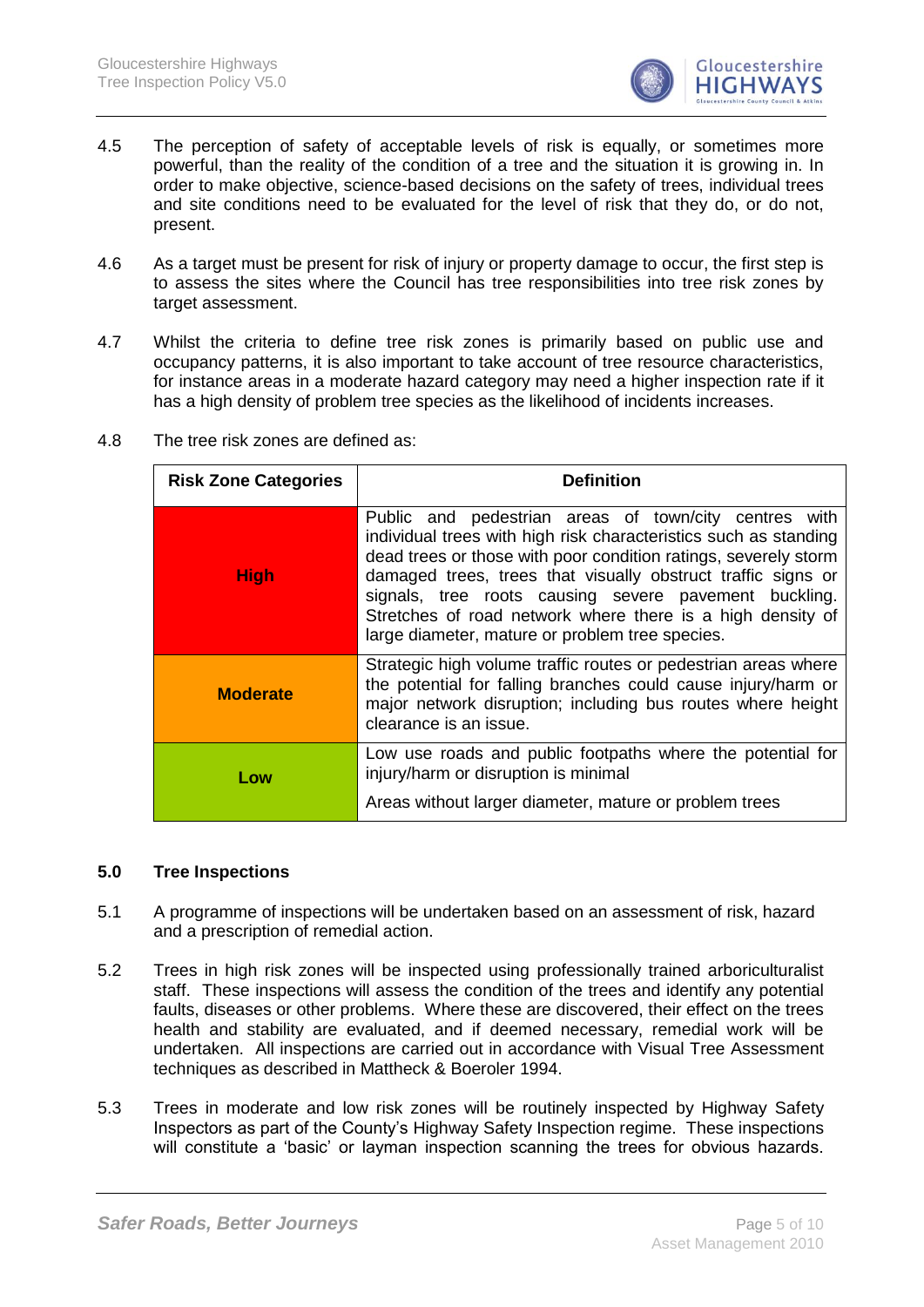4.5 The perception of safety of acceptable levels of risk is equally, or sometimes more powerful, than the reality of the condition of a tree and the situation it is growing in. In order to make objective, science-based decisions on the safety of trees, individual trees and site conditions need to be evaluated for the level of risk that they do, or do not, present.

4.6 As a target must be present for risk of injury or property damage to occur, the first step is to assess the sites where the Council has tree responsibilities into tree risk zones by target assessment.

4.7 Whilst the criteria to define tree risk zones is primarily based on public use and occupancy patterns, it is also important to take account of tree resource characteristics, for instance areas in a moderate hazard category may need a higher inspection rate if it has a high density of problem tree species as the likelihood of incidents increases.

4.8 The tree risk zones are defined as:

| Risk Zone Categories | Definition |
|---|---|
| **High** | Public and pedestrian areas of town/city centres with individual trees with high risk characteristics such as standing dead trees or those with poor condition ratings, severely storm damaged trees, trees that visually obstruct traffic signs or signals, tree roots causing severe pavement buckling. Stretches of road network where there is a high density of large diameter, mature or problem tree species. |
| **Moderate** | Strategic high volume traffic routes or pedestrian areas where the potential for falling branches could cause injury/harm or major network disruption; including bus routes where height clearance is an issue. |
| **Low** | Low use roads and public footpaths where the potential for injury/harm or disruption is minimal<br>Areas without larger diameter, mature or problem trees |

## 5.0 Tree Inspections

5.1 A programme of inspections will be undertaken based on an assessment of risk, hazard and a prescription of remedial action.

5.2 Trees in high risk zones will be inspected using professionally trained arboriculturalist staff. These inspections will assess the condition of the trees and identify any potential faults, diseases or other problems. Where these are discovered, their effect on the trees health and stability are evaluated, and if deemed necessary, remedial work will be undertaken. All inspections are carried out in accordance with Visual Tree Assessment techniques as described in Mattheck & Boeroler 1994.

5.3 Trees in moderate and low risk zones will be routinely inspected by Highway Safety Inspectors as part of the County's Highway Safety Inspection regime. These inspections will constitute a 'basic' or layman inspection scanning the trees for obvious hazards.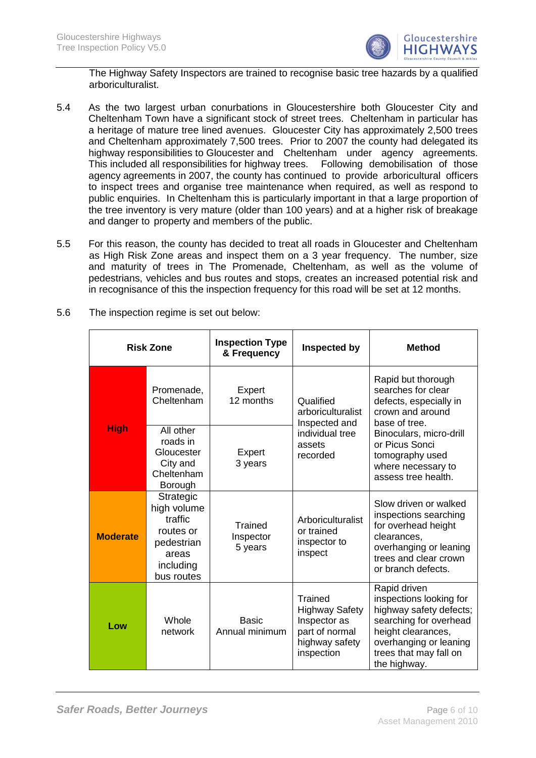The Highway Safety Inspectors are trained to recognise basic tree hazards by a qualified arboriculturalist.

5.4 As the two largest urban conurbations in Gloucestershire both Gloucester City and Cheltenham Town have a significant stock of street trees. Cheltenham in particular has a heritage of mature tree lined avenues. Gloucester City has approximately 2,500 trees and Cheltenham approximately 7,500 trees. Prior to 2007 the county had delegated its highway responsibilities to Gloucester and Cheltenham under agency agreements. This included all responsibilities for highway trees. Following demobilisation of those agency agreements in 2007, the county has continued to provide arboricultural officers to inspect trees and organise tree maintenance when required, as well as respond to public enquiries. In Cheltenham this is particularly important in that a large proportion of the tree inventory is very mature (older than 100 years) and at a higher risk of breakage and danger to property and members of the public.

5.5 For this reason, the county has decided to treat all roads in Gloucester and Cheltenham as High Risk Zone areas and inspect them on a 3 year frequency. The number, size and maturity of trees in The Promenade, Cheltenham, as well as the volume of pedestrians, vehicles and bus routes and stops, creates an increased potential risk and in recognisance of this the inspection frequency for this road will be set at 12 months.

5.6 The inspection regime is set out below:

| Risk Zone | | Inspection Type & Frequency | Inspected by | Method |
|---|---|---|---|---|
| **High** | Promenade, Cheltenham | Expert 12 months | Qualified arboriculturalist Inspected and individual tree assets recorded | Rapid but thorough searches for clear defects, especially in crown and around base of tree. Binoculars, micro-drill or Picus Sonci tomography used where necessary to assess tree health. |
| | All other roads in Gloucester City and Cheltenham Borough | Expert 3 years | | |
| **Moderate** | Strategic high volume traffic routes or pedestrian areas including bus routes | Trained Inspector 5 years | Arboriculturalist or trained inspector to inspect | Slow driven or walked inspections searching for overhead height clearances, overhanging or leaning trees and clear crown or branch defects. |
| **Low** | Whole network | Basic Annual minimum | Trained Highway Safety Inspector as part of normal highway safety inspection | Rapid driven inspections looking for highway safety defects; searching for overhead height clearances, overhanging or leaning trees that may fall on the highway. |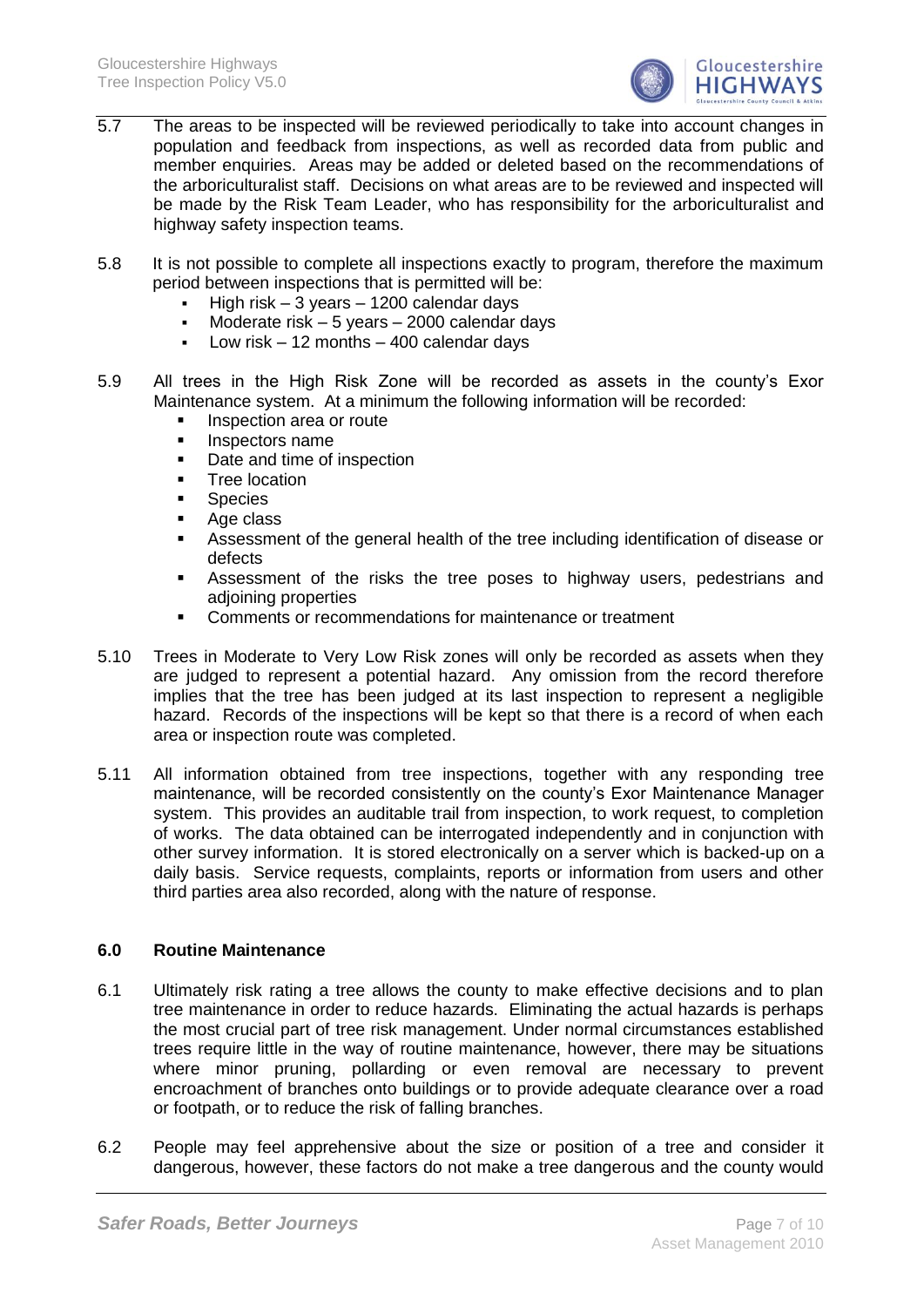5.7 The areas to be inspected will be reviewed periodically to take into account changes in population and feedback from inspections, as well as recorded data from public and member enquiries. Areas may be added or deleted based on the recommendations of the arboriculturalist staff. Decisions on what areas are to be reviewed and inspected will be made by the Risk Team Leader, who has responsibility for the arboriculturalist and highway safety inspection teams.

5.8 It is not possible to complete all inspections exactly to program, therefore the maximum period between inspections that is permitted will be:

- High risk – 3 years – 1200 calendar days
- Moderate risk – 5 years – 2000 calendar days
- Low risk – 12 months – 400 calendar days

5.9 All trees in the High Risk Zone will be recorded as assets in the county's Exor Maintenance system. At a minimum the following information will be recorded:

- Inspection area or route
- Inspectors name
- Date and time of inspection
- Tree location
- Species
- Age class
- Assessment of the general health of the tree including identification of disease or defects
- Assessment of the risks the tree poses to highway users, pedestrians and adjoining properties
- Comments or recommendations for maintenance or treatment

5.10 Trees in Moderate to Very Low Risk zones will only be recorded as assets when they are judged to represent a potential hazard. Any omission from the record therefore implies that the tree has been judged at its last inspection to represent a negligible hazard. Records of the inspections will be kept so that there is a record of when each area or inspection route was completed.

5.11 All information obtained from tree inspections, together with any responding tree maintenance, will be recorded consistently on the county's Exor Maintenance Manager system. This provides an auditable trail from inspection, to work request, to completion of works. The data obtained can be interrogated independently and in conjunction with other survey information. It is stored electronically on a server which is backed-up on a daily basis. Service requests, complaints, reports or information from users and other third parties area also recorded, along with the nature of response.

## 6.0 Routine Maintenance

6.1 Ultimately risk rating a tree allows the county to make effective decisions and to plan tree maintenance in order to reduce hazards. Eliminating the actual hazards is perhaps the most crucial part of tree risk management. Under normal circumstances established trees require little in the way of routine maintenance, however, there may be situations where minor pruning, pollarding or even removal are necessary to prevent encroachment of branches onto buildings or to provide adequate clearance over a road or footpath, or to reduce the risk of falling branches.

6.2 People may feel apprehensive about the size or position of a tree and consider it dangerous, however, these factors do not make a tree dangerous and the county would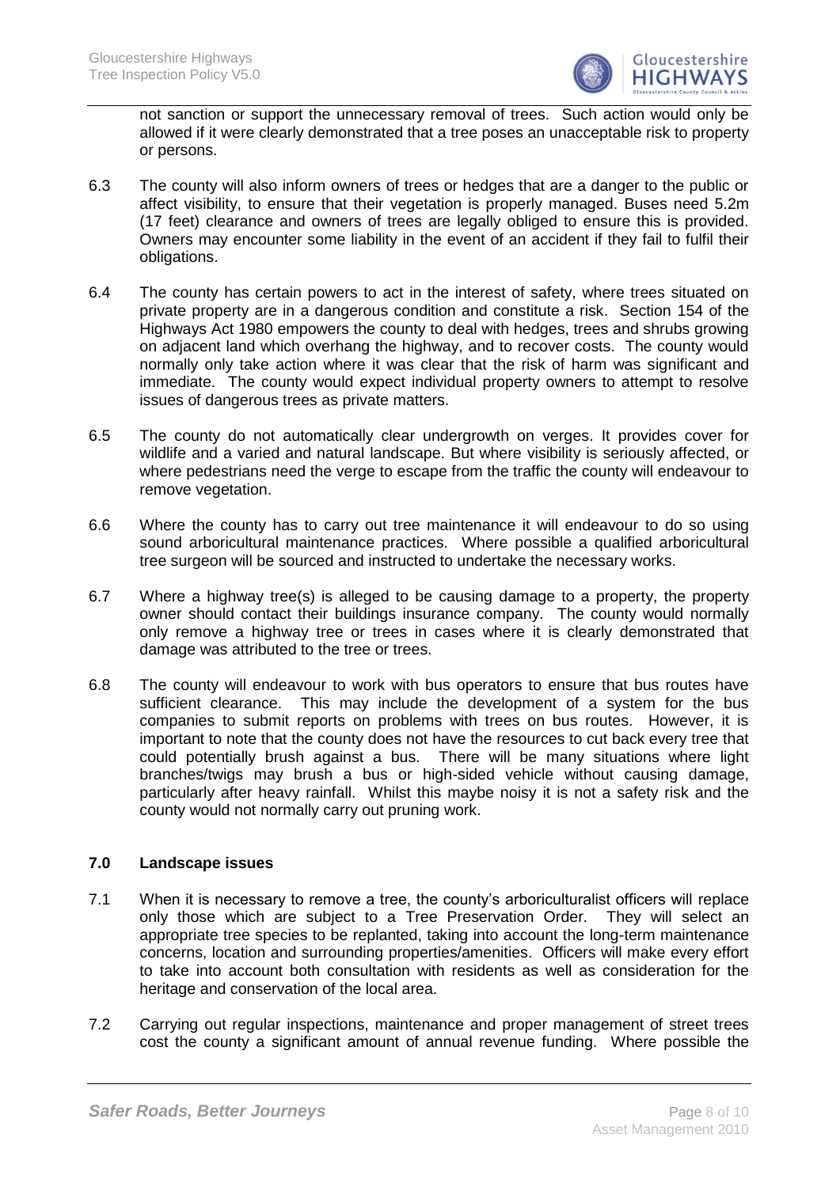not sanction or support the unnecessary removal of trees. Such action would only be allowed if it were clearly demonstrated that a tree poses an unacceptable risk to property or persons.

6.3 The county will also inform owners of trees or hedges that are a danger to the public or affect visibility, to ensure that their vegetation is properly managed. Buses need 5.2m (17 feet) clearance and owners of trees are legally obliged to ensure this is provided. Owners may encounter some liability in the event of an accident if they fail to fulfil their obligations.

6.4 The county has certain powers to act in the interest of safety, where trees situated on private property are in a dangerous condition and constitute a risk. Section 154 of the Highways Act 1980 empowers the county to deal with hedges, trees and shrubs growing on adjacent land which overhang the highway, and to recover costs. The county would normally only take action where it was clear that the risk of harm was significant and immediate. The county would expect individual property owners to attempt to resolve issues of dangerous trees as private matters.

6.5 The county do not automatically clear undergrowth on verges. It provides cover for wildlife and a varied and natural landscape. But where visibility is seriously affected, or where pedestrians need the verge to escape from the traffic the county will endeavour to remove vegetation.

6.6 Where the county has to carry out tree maintenance it will endeavour to do so using sound arboricultural maintenance practices. Where possible a qualified arboricultural tree surgeon will be sourced and instructed to undertake the necessary works.

6.7 Where a highway tree(s) is alleged to be causing damage to a property, the property owner should contact their buildings insurance company. The county would normally only remove a highway tree or trees in cases where it is clearly demonstrated that damage was attributed to the tree or trees.

6.8 The county will endeavour to work with bus operators to ensure that bus routes have sufficient clearance. This may include the development of a system for the bus companies to submit reports on problems with trees on bus routes. However, it is important to note that the county does not have the resources to cut back every tree that could potentially brush against a bus. There will be many situations where light branches/twigs may brush a bus or high-sided vehicle without causing damage, particularly after heavy rainfall. Whilst this maybe noisy it is not a safety risk and the county would not normally carry out pruning work.

## 7.0 Landscape issues

7.1 When it is necessary to remove a tree, the county's arboriculturalist officers will replace only those which are subject to a Tree Preservation Order. They will select an appropriate tree species to be replanted, taking into account the long-term maintenance concerns, location and surrounding properties/amenities. Officers will make every effort to take into account both consultation with residents as well as consideration for the heritage and conservation of the local area.

7.2 Carrying out regular inspections, maintenance and proper management of street trees cost the county a significant amount of annual revenue funding. Where possible the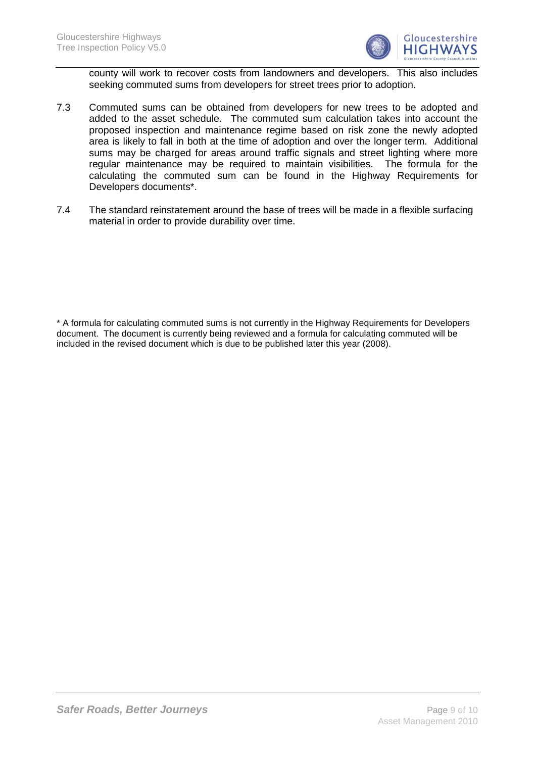county will work to recover costs from landowners and developers. This also includes seeking commuted sums from developers for street trees prior to adoption.

7.3 Commuted sums can be obtained from developers for new trees to be adopted and added to the asset schedule. The commuted sum calculation takes into account the proposed inspection and maintenance regime based on risk zone the newly adopted area is likely to fall in both at the time of adoption and over the longer term. Additional sums may be charged for areas around traffic signals and street lighting where more regular maintenance may be required to maintain visibilities. The formula for the calculating the commuted sum can be found in the Highway Requirements for Developers documents*.

7.4 The standard reinstatement around the base of trees will be made in a flexible surfacing material in order to provide durability over time.

* A formula for calculating commuted sums is not currently in the Highway Requirements for Developers document. The document is currently being reviewed and a formula for calculating commuted will be included in the revised document which is due to be published later this year (2008).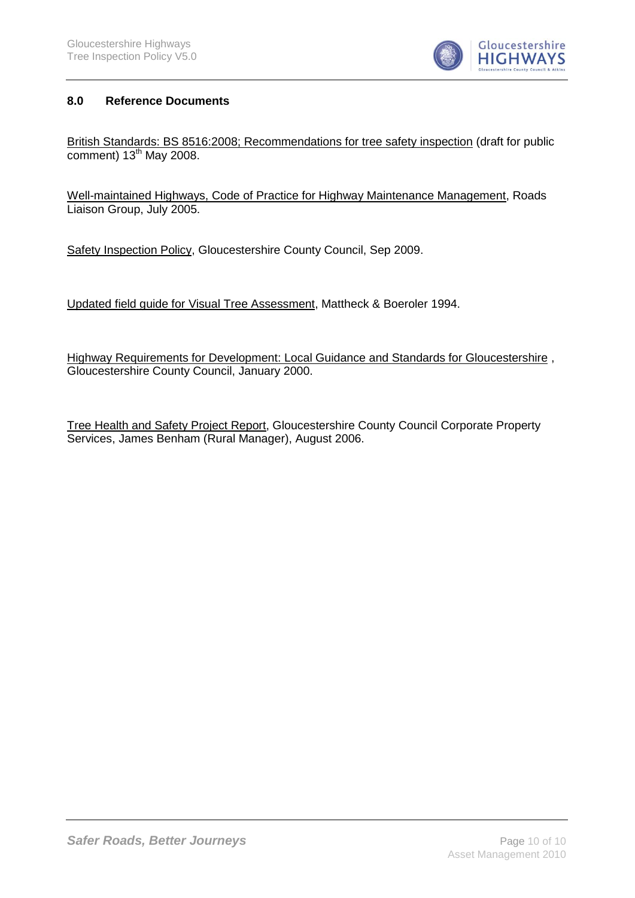## 8.0 Reference Documents

British Standards: BS 8516:2008; Recommendations for tree safety inspection (draft for public comment) 13th May 2008.

Well-maintained Highways, Code of Practice for Highway Maintenance Management, Roads Liaison Group, July 2005.

Safety Inspection Policy, Gloucestershire County Council, Sep 2009.

Updated field guide for Visual Tree Assessment, Mattheck & Boeroler 1994.

Highway Requirements for Development: Local Guidance and Standards for Gloucestershire , Gloucestershire County Council, January 2000.

Tree Health and Safety Project Report, Gloucestershire County Council Corporate Property Services, James Benham (Rural Manager), August 2006.